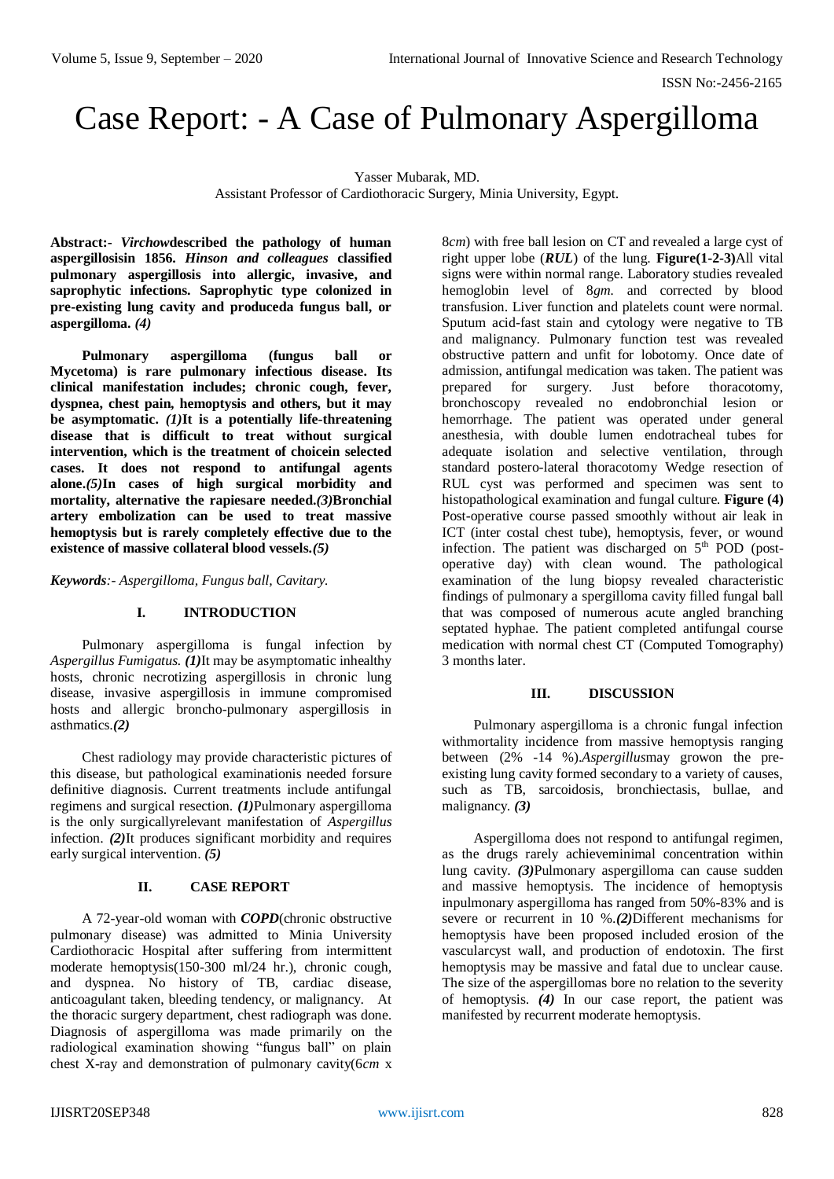# Case Report: - A Case of Pulmonary Aspergilloma

Yasser Mubarak, MD.
Assistant Professor of Cardiothoracic Surgery, Minia University, Egypt.

**Abstract:-** ***Virchow*described the pathology of human aspergillosisin 1856. *Hinson and colleagues* classified pulmonary aspergillosis into allergic, invasive, and saprophytic infections. Saprophytic type colonized in pre-existing lung cavity and produceda fungus ball, or aspergilloma. *(4)***

**Pulmonary aspergilloma (fungus ball or Mycetoma) is rare pulmonary infectious disease. Its clinical manifestation includes; chronic cough, fever, dyspnea, chest pain, hemoptysis and others, but it may be asymptomatic. *(1)*It is a potentially life-threatening disease that is difficult to treat without surgical intervention, which is the treatment of choicein selected cases. It does not respond to antifungal agents alone.*(5)*In cases of high surgical morbidity and mortality, alternative the rapiesare needed.*(3)*Bronchial artery embolization can be used to treat massive hemoptysis but is rarely completely effective due to the existence of massive collateral blood vessels.*(5)***

***Keywords**:- Aspergilloma, Fungus ball, Cavitary.*

## I. INTRODUCTION

Pulmonary aspergilloma is fungal infection by *Aspergillus Fumigatus. **(1)***It may be asymptomatic inhealthy hosts, chronic necrotizing aspergillosis in chronic lung disease, invasive aspergillosis in immune compromised hosts and allergic broncho-pulmonary aspergillosis in asthmatics.***(2)***

Chest radiology may provide characteristic pictures of this disease, but pathological examinationis needed forsure definitive diagnosis. Current treatments include antifungal regimens and surgical resection. ***(1)***Pulmonary aspergilloma is the only surgicallyrelevant manifestation of *Aspergillus* infection. ***(2)***It produces significant morbidity and requires early surgical intervention. ***(5)***

## II. CASE REPORT

A 72-year-old woman with ***COPD***(chronic obstructive pulmonary disease) was admitted to Minia University Cardiothoracic Hospital after suffering from intermittent moderate hemoptysis(150-300 ml/24 hr.), chronic cough, and dyspnea. No history of TB, cardiac disease, anticoagulant taken, bleeding tendency, or malignancy. At the thoracic surgery department, chest radiograph was done. Diagnosis of aspergilloma was made primarily on the radiological examination showing "fungus ball" on plain chest X-ray and demonstration of pulmonary cavity(6*cm* x 8*cm*) with free ball lesion on CT and revealed a large cyst of right upper lobe (***RUL***) of the lung. **Figure(1-2-3)**All vital signs were within normal range. Laboratory studies revealed hemoglobin level of 8*gm.* and corrected by blood transfusion. Liver function and platelets count were normal. Sputum acid-fast stain and cytology were negative to TB and malignancy. Pulmonary function test was revealed obstructive pattern and unfit for lobotomy. Once date of admission, antifungal medication was taken. The patient was prepared for surgery. Just before thoracotomy, bronchoscopy revealed no endobronchial lesion or hemorrhage. The patient was operated under general anesthesia, with double lumen endotracheal tubes for adequate isolation and selective ventilation, through standard postero-lateral thoracotomy Wedge resection of RUL cyst was performed and specimen was sent to histopathological examination and fungal culture. **Figure (4)** Post-operative course passed smoothly without air leak in ICT (inter costal chest tube), hemoptysis, fever, or wound infection. The patient was discharged on 5th POD (post-operative day) with clean wound. The pathological examination of the lung biopsy revealed characteristic findings of pulmonary a spergilloma cavity filled fungal ball that was composed of numerous acute angled branching septated hyphae. The patient completed antifungal course medication with normal chest CT (Computed Tomography) 3 months later.

## III. DISCUSSION

Pulmonary aspergilloma is a chronic fungal infection withmortality incidence from massive hemoptysis ranging between (2% -14 %).*Aspergillus*may growon the pre-existing lung cavity formed secondary to a variety of causes, such as TB, sarcoidosis, bronchiectasis, bullae, and malignancy. ***(3)***

Aspergilloma does not respond to antifungal regimen, as the drugs rarely achieveminimal concentration within lung cavity. ***(3)***Pulmonary aspergilloma can cause sudden and massive hemoptysis. The incidence of hemoptysis inpulmonary aspergilloma has ranged from 50%-83% and is severe or recurrent in 10 %.***(2)***Different mechanisms for hemoptysis have been proposed included erosion of the vascularcyst wall, and production of endotoxin. The first hemoptysis may be massive and fatal due to unclear cause. The size of the aspergillomas bore no relation to the severity of hemoptysis. ***(4)*** In our case report, the patient was manifested by recurrent moderate hemoptysis.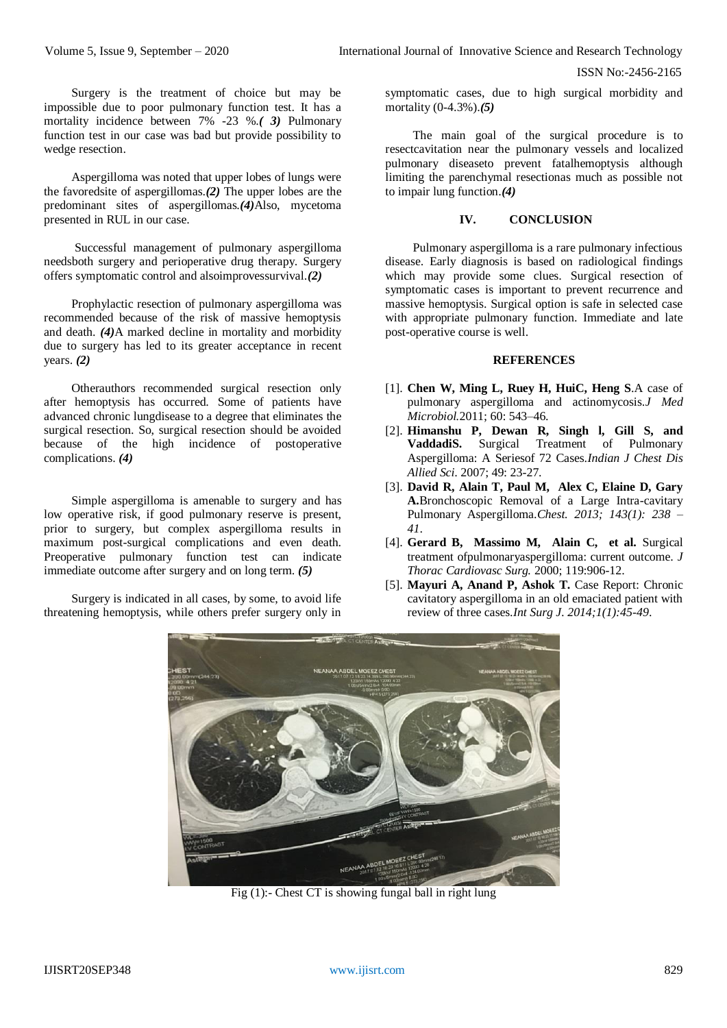Surgery is the treatment of choice but may be impossible due to poor pulmonary function test. It has a mortality incidence between 7% -23 %.*( 3)* Pulmonary function test in our case was bad but provide possibility to wedge resection.

Aspergilloma was noted that upper lobes of lungs were the favoredsite of aspergillomas.*(2)* The upper lobes are the predominant sites of aspergillomas.*(4)*Also, mycetoma presented in RUL in our case.

Successful management of pulmonary aspergilloma needsboth surgery and perioperative drug therapy. Surgery offers symptomatic control and alsoimprovessurvival.*(2)*

Prophylactic resection of pulmonary aspergilloma was recommended because of the risk of massive hemoptysis and death. *(4)*A marked decline in mortality and morbidity due to surgery has led to its greater acceptance in recent years. *(2)*

Otherauthors recommended surgical resection only after hemoptysis has occurred. Some of patients have advanced chronic lungdisease to a degree that eliminates the surgical resection. So, surgical resection should be avoided because of the high incidence of postoperative complications. *(4)*

Simple aspergilloma is amenable to surgery and has low operative risk, if good pulmonary reserve is present, prior to surgery, but complex aspergilloma results in maximum post-surgical complications and even death. Preoperative pulmonary function test can indicate immediate outcome after surgery and on long term. *(5)*

Surgery is indicated in all cases, by some, to avoid life threatening hemoptysis, while others prefer surgery only in symptomatic cases, due to high surgical morbidity and mortality (0-4.3%).*(5)*

The main goal of the surgical procedure is to resectcavitation near the pulmonary vessels and localized pulmonary diseaseto prevent fatalhemoptysis although limiting the parenchymal resectionas much as possible not to impair lung function.*(4)*

## IV. CONCLUSION

Pulmonary aspergilloma is a rare pulmonary infectious disease. Early diagnosis is based on radiological findings which may provide some clues. Surgical resection of symptomatic cases is important to prevent recurrence and massive hemoptysis. Surgical option is safe in selected case with appropriate pulmonary function. Immediate and late post-operative course is well.

## REFERENCES

[1]. **Chen W, Ming L, Ruey H, HuiC, Heng S**.A case of pulmonary aspergilloma and actinomycosis.*J Med Microbiol*.2011; 60: 543–46.

[2]. **Himanshu P, Dewan R, Singh l, Gill S, and VaddadiS.** Surgical Treatment of Pulmonary Aspergilloma: A Seriesof 72 Cases.*Indian J Chest Dis Allied Sci*. 2007; 49: 23-27.

[3]. **David R, Alain T, Paul M, Alex C, Elaine D, Gary A.**Bronchoscopic Removal of a Large Intra-cavitary Pulmonary Aspergilloma.*Chest. 2013; 143(1): 238 – 41*.

[4]. **Gerard B, Massimo M, Alain C, et al.** Surgical treatment ofpulmonaryaspergilloma: current outcome. *J Thorac Cardiovasc Surg.* 2000; 119:906-12.

[5]. **Mayuri A, Anand P, Ashok T.** Case Report: Chronic cavitatory aspergilloma in an old emaciated patient with review of three cases.*Int Surg J. 2014;1(1):45-49*.

Fig (1):- Chest CT is showing fungal ball in right lung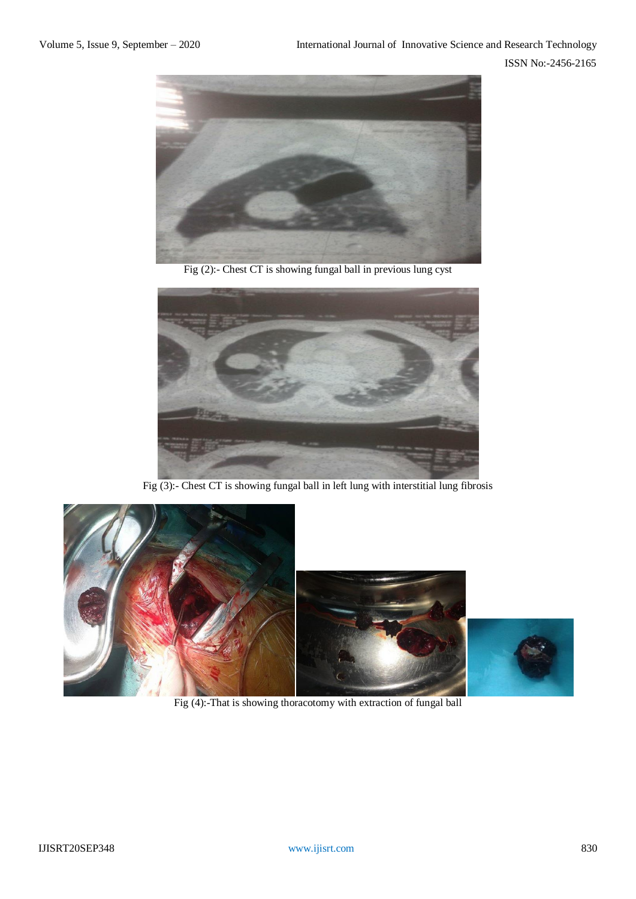Fig (2):- Chest CT is showing fungal ball in previous lung cyst

Fig (3):- Chest CT is showing fungal ball in left lung with interstitial lung fibrosis

Fig (4):-That is showing thoracotomy with extraction of fungal ball